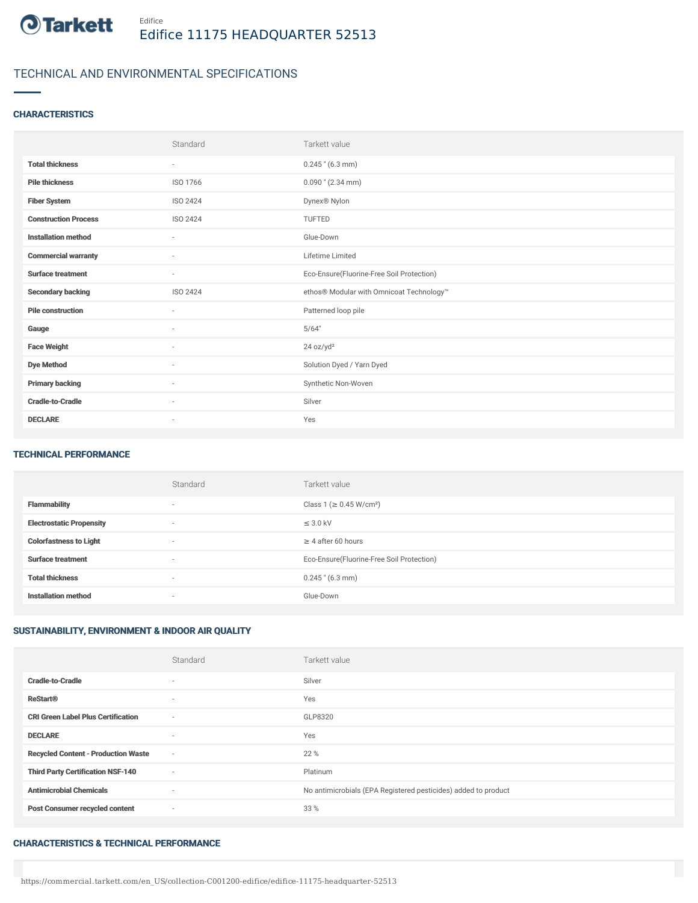Tarkett

Edifice

# Edifice 11175 HEADQUARTER 52513

## TECHNICAL AND ENVIRONMENTAL SPECIFICATIONS

### CHARACTERISTICS

| | Standard | Tarkett value |
|---|---|---|
| **Total thickness** | - | 0.245 " (6.3 mm) |
| **Pile thickness** | ISO 1766 | 0.090 " (2.34 mm) |
| **Fiber System** | ISO 2424 | Dynex® Nylon |
| **Construction Process** | ISO 2424 | TUFTED |
| **Installation method** | - | Glue-Down |
| **Commercial warranty** | - | Lifetime Limited |
| **Surface treatment** | - | Eco-Ensure(Fluorine-Free Soil Protection) |
| **Secondary backing** | ISO 2424 | ethos® Modular with Omnicoat Technology™ |
| **Pile construction** | - | Patterned loop pile |
| **Gauge** | - | 5/64" |
| **Face Weight** | - | 24 oz/yd² |
| **Dye Method** | - | Solution Dyed / Yarn Dyed |
| **Primary backing** | - | Synthetic Non-Woven |
| **Cradle-to-Cradle** | - | Silver |
| **DECLARE** | - | Yes |

### TECHNICAL PERFORMANCE

| | Standard | Tarkett value |
|---|---|---|
| **Flammability** | - | Class 1 (≥ 0.45 W/cm²) |
| **Electrostatic Propensity** | - | ≤ 3.0 kV |
| **Colorfastness to Light** | - | ≥ 4 after 60 hours |
| **Surface treatment** | - | Eco-Ensure(Fluorine-Free Soil Protection) |
| **Total thickness** | - | 0.245 " (6.3 mm) |
| **Installation method** | - | Glue-Down |

### SUSTAINABILITY, ENVIRONMENT & INDOOR AIR QUALITY

| | Standard | Tarkett value |
|---|---|---|
| **Cradle-to-Cradle** | - | Silver |
| **ReStart®** | - | Yes |
| **CRI Green Label Plus Certification** | - | GLP8320 |
| **DECLARE** | - | Yes |
| **Recycled Content - Production Waste** | - | 22 % |
| **Third Party Certification NSF-140** | - | Platinum |
| **Antimicrobial Chemicals** | - | No antimicrobials (EPA Registered pesticides) added to product |
| **Post Consumer recycled content** | - | 33 % |

### CHARACTERISTICS & TECHNICAL PERFORMANCE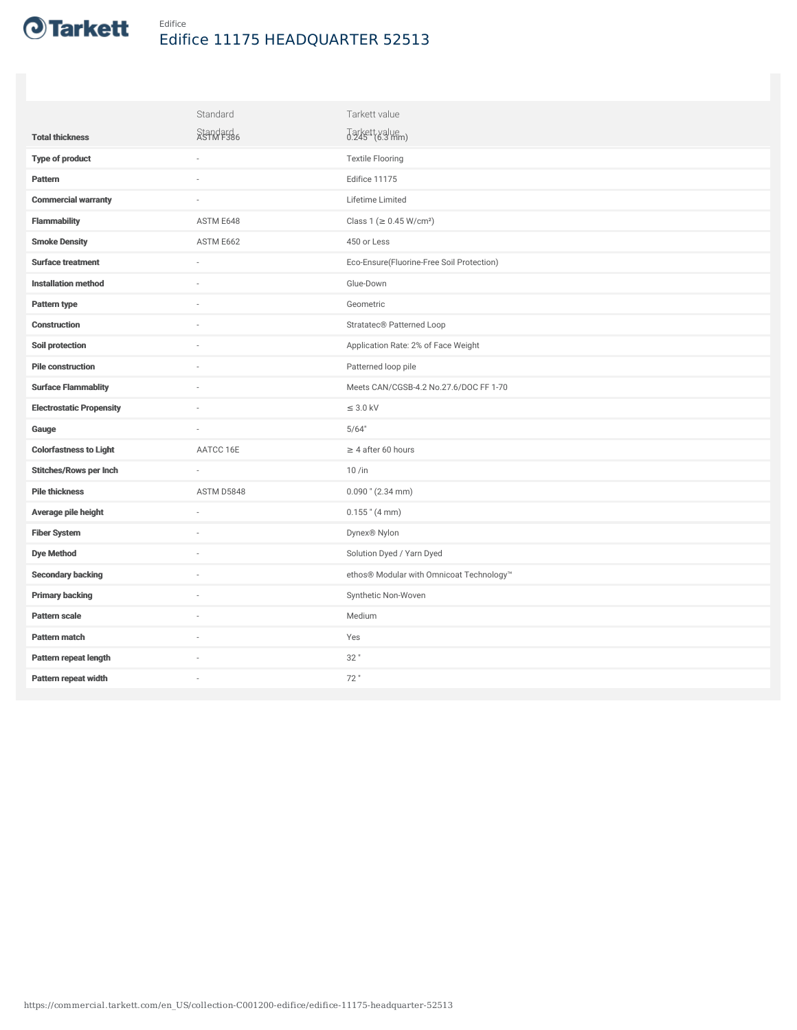Edifice

# Edifice 11175 HEADQUARTER 52513

| | Standard | Tarkett value |
|---|---|---|
| **Total thickness** | ASTM F386 | 0.245 " (6.3 mm) |
| **Type of product** | - | Textile Flooring |
| **Pattern** | - | Edifice 11175 |
| **Commercial warranty** | - | Lifetime Limited |
| **Flammability** | ASTM E648 | Class 1 (≥ 0.45 W/cm²) |
| **Smoke Density** | ASTM E662 | 450 or Less |
| **Surface treatment** | - | Eco-Ensure(Fluorine-Free Soil Protection) |
| **Installation method** | - | Glue-Down |
| **Pattern type** | - | Geometric |
| **Construction** | - | Stratatec® Patterned Loop |
| **Soil protection** | - | Application Rate: 2% of Face Weight |
| **Pile construction** | - | Patterned loop pile |
| **Surface Flammablity** | - | Meets CAN/CGSB-4.2 No.27.6/DOC FF 1-70 |
| **Electrostatic Propensity** | - | ≤ 3.0 kV |
| **Gauge** | - | 5/64" |
| **Colorfastness to Light** | AATCC 16E | ≥ 4 after 60 hours |
| **Stitches/Rows per Inch** | - | 10 /in |
| **Pile thickness** | ASTM D5848 | 0.090 " (2.34 mm) |
| **Average pile height** | - | 0.155 " (4 mm) |
| **Fiber System** | - | Dynex® Nylon |
| **Dye Method** | - | Solution Dyed / Yarn Dyed |
| **Secondary backing** | - | ethos® Modular with Omnicoat Technology™ |
| **Primary backing** | - | Synthetic Non-Woven |
| **Pattern scale** | - | Medium |
| **Pattern match** | - | Yes |
| **Pattern repeat length** | - | 32 " |
| **Pattern repeat width** | - | 72 " |

https://commercial.tarkett.com/en_US/collection-C001200-edifice/edifice-11175-headquarter-52513